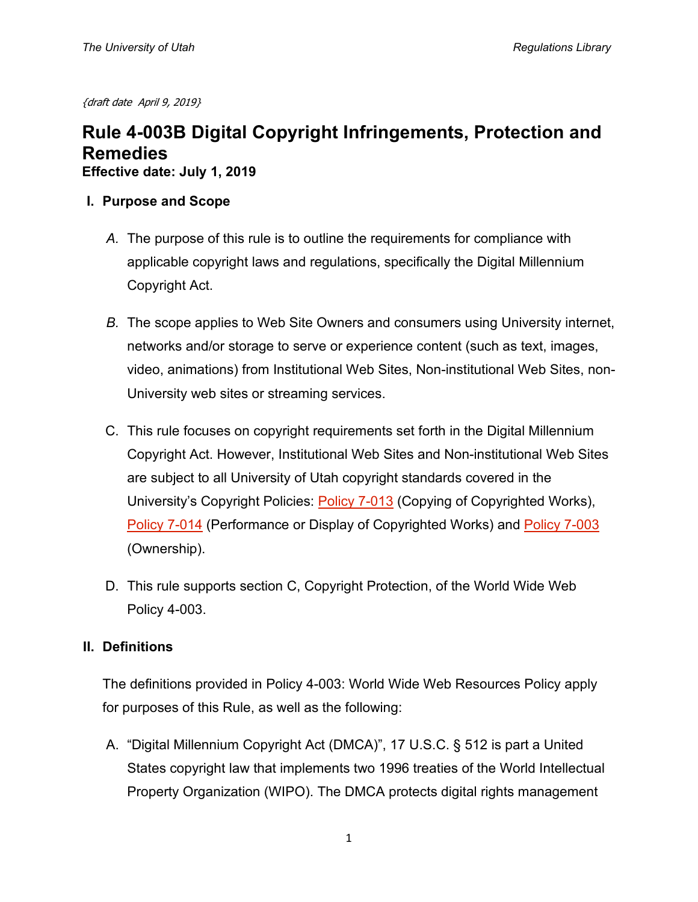*{draft date April 9, 2019}*

# Rule 4-003B Digital Copyright Infringements, Protection and Remedies

**Effective date: July 1, 2019**

## I. Purpose and Scope

*A.* The purpose of this rule is to outline the requirements for compliance with applicable copyright laws and regulations, specifically the Digital Millennium Copyright Act.

*B.* The scope applies to Web Site Owners and consumers using University internet, networks and/or storage to serve or experience content (such as text, images, video, animations) from Institutional Web Sites, Non-institutional Web Sites, non-University web sites or streaming services.

C. This rule focuses on copyright requirements set forth in the Digital Millennium Copyright Act. However, Institutional Web Sites and Non-institutional Web Sites are subject to all University of Utah copyright standards covered in the University's Copyright Policies: Policy 7-013 (Copying of Copyrighted Works), Policy 7-014 (Performance or Display of Copyrighted Works) and Policy 7-003 (Ownership).

D. This rule supports section C, Copyright Protection, of the World Wide Web Policy 4-003.

## II. Definitions

The definitions provided in Policy 4-003: World Wide Web Resources Policy apply for purposes of this Rule, as well as the following:

A. "Digital Millennium Copyright Act (DMCA)", 17 U.S.C. § 512 is part a United States copyright law that implements two 1996 treaties of the World Intellectual Property Organization (WIPO). The DMCA protects digital rights management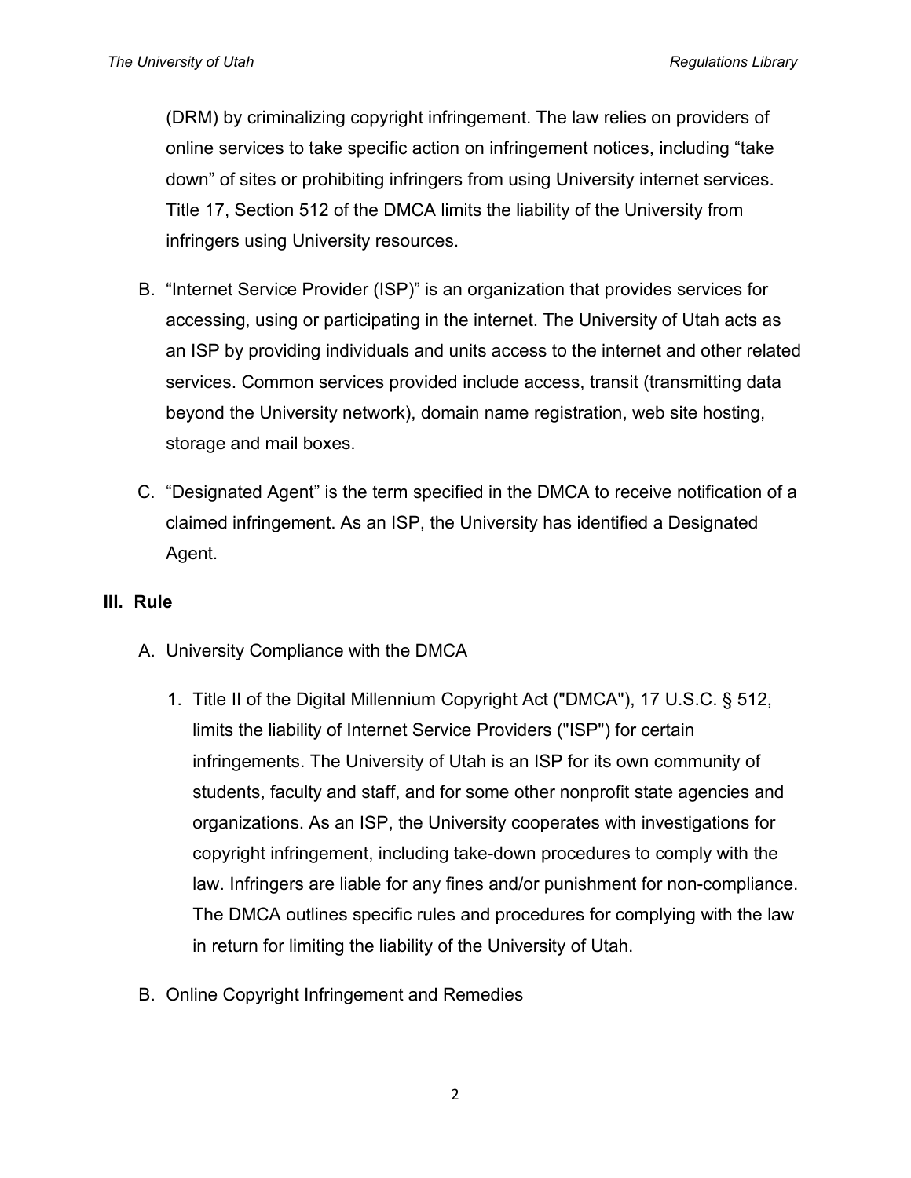(DRM) by criminalizing copyright infringement. The law relies on providers of online services to take specific action on infringement notices, including “take down” of sites or prohibiting infringers from using University internet services. Title 17, Section 512 of the DMCA limits the liability of the University from infringers using University resources.

B. “Internet Service Provider (ISP)” is an organization that provides services for accessing, using or participating in the internet. The University of Utah acts as an ISP by providing individuals and units access to the internet and other related services. Common services provided include access, transit (transmitting data beyond the University network), domain name registration, web site hosting, storage and mail boxes.

C. “Designated Agent” is the term specified in the DMCA to receive notification of a claimed infringement. As an ISP, the University has identified a Designated Agent.

## III. Rule

A. University Compliance with the DMCA

1. Title II of the Digital Millennium Copyright Act ("DMCA"), 17 U.S.C. § 512, limits the liability of Internet Service Providers ("ISP") for certain infringements. The University of Utah is an ISP for its own community of students, faculty and staff, and for some other nonprofit state agencies and organizations. As an ISP, the University cooperates with investigations for copyright infringement, including take-down procedures to comply with the law. Infringers are liable for any fines and/or punishment for non-compliance. The DMCA outlines specific rules and procedures for complying with the law in return for limiting the liability of the University of Utah.

B. Online Copyright Infringement and Remedies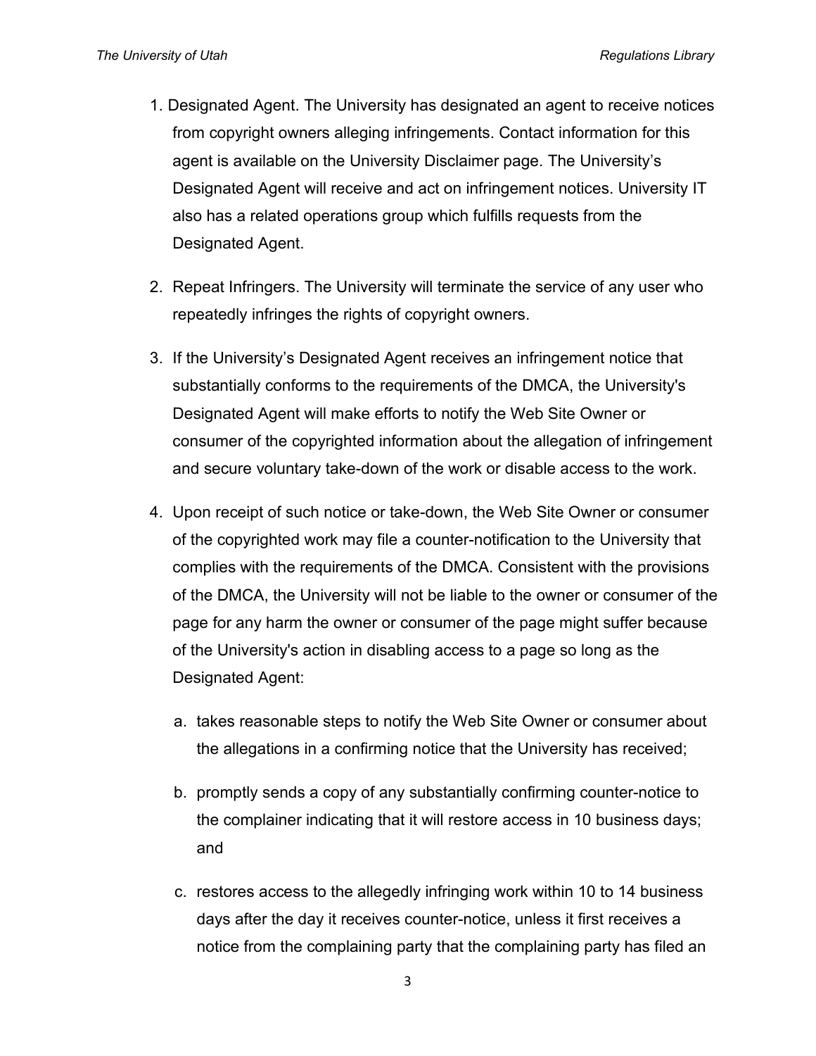1. Designated Agent. The University has designated an agent to receive notices from copyright owners alleging infringements. Contact information for this agent is available on the University Disclaimer page. The University's Designated Agent will receive and act on infringement notices. University IT also has a related operations group which fulfills requests from the Designated Agent.

2. Repeat Infringers. The University will terminate the service of any user who repeatedly infringes the rights of copyright owners.

3. If the University's Designated Agent receives an infringement notice that substantially conforms to the requirements of the DMCA, the University's Designated Agent will make efforts to notify the Web Site Owner or consumer of the copyrighted information about the allegation of infringement and secure voluntary take-down of the work or disable access to the work.

4. Upon receipt of such notice or take-down, the Web Site Owner or consumer of the copyrighted work may file a counter-notification to the University that complies with the requirements of the DMCA. Consistent with the provisions of the DMCA, the University will not be liable to the owner or consumer of the page for any harm the owner or consumer of the page might suffer because of the University's action in disabling access to a page so long as the Designated Agent:

   a. takes reasonable steps to notify the Web Site Owner or consumer about the allegations in a confirming notice that the University has received;

   b. promptly sends a copy of any substantially confirming counter-notice to the complainer indicating that it will restore access in 10 business days; and

   c. restores access to the allegedly infringing work within 10 to 14 business days after the day it receives counter-notice, unless it first receives a notice from the complaining party that the complaining party has filed an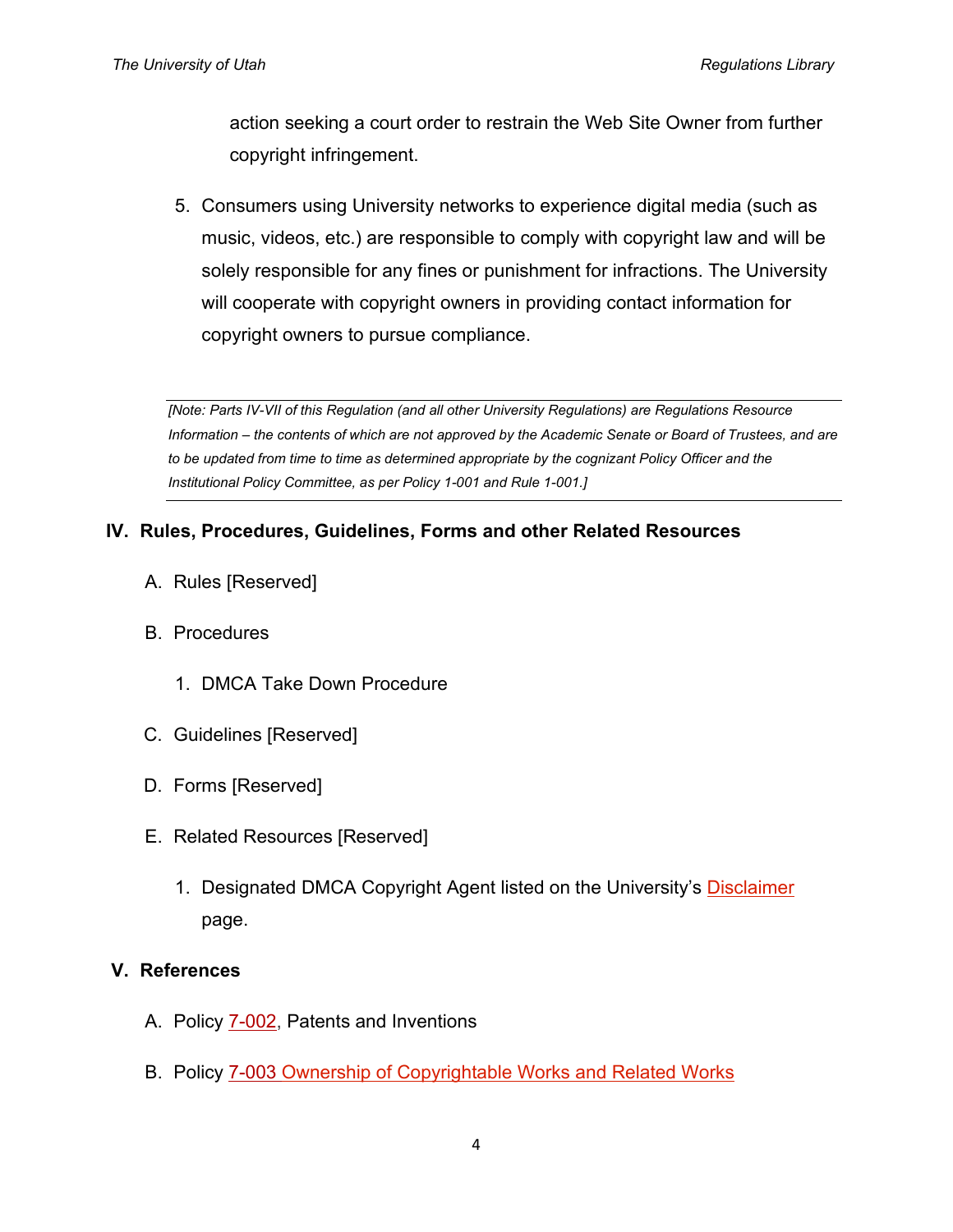action seeking a court order to restrain the Web Site Owner from further copyright infringement.

5. Consumers using University networks to experience digital media (such as music, videos, etc.) are responsible to comply with copyright law and will be solely responsible for any fines or punishment for infractions. The University will cooperate with copyright owners in providing contact information for copyright owners to pursue compliance.

---

*[Note: Parts IV-VII of this Regulation (and all other University Regulations) are Regulations Resource Information – the contents of which are not approved by the Academic Senate or Board of Trustees, and are to be updated from time to time as determined appropriate by the cognizant Policy Officer and the Institutional Policy Committee, as per Policy 1-001 and Rule 1-001.]*

---

## IV. Rules, Procedures, Guidelines, Forms and other Related Resources

A. Rules [Reserved]

B. Procedures

   1. DMCA Take Down Procedure

C. Guidelines [Reserved]

D. Forms [Reserved]

E. Related Resources [Reserved]

   1. Designated DMCA Copyright Agent listed on the University's Disclaimer page.

## V. References

A. Policy 7-002, Patents and Inventions

B. Policy 7-003 Ownership of Copyrightable Works and Related Works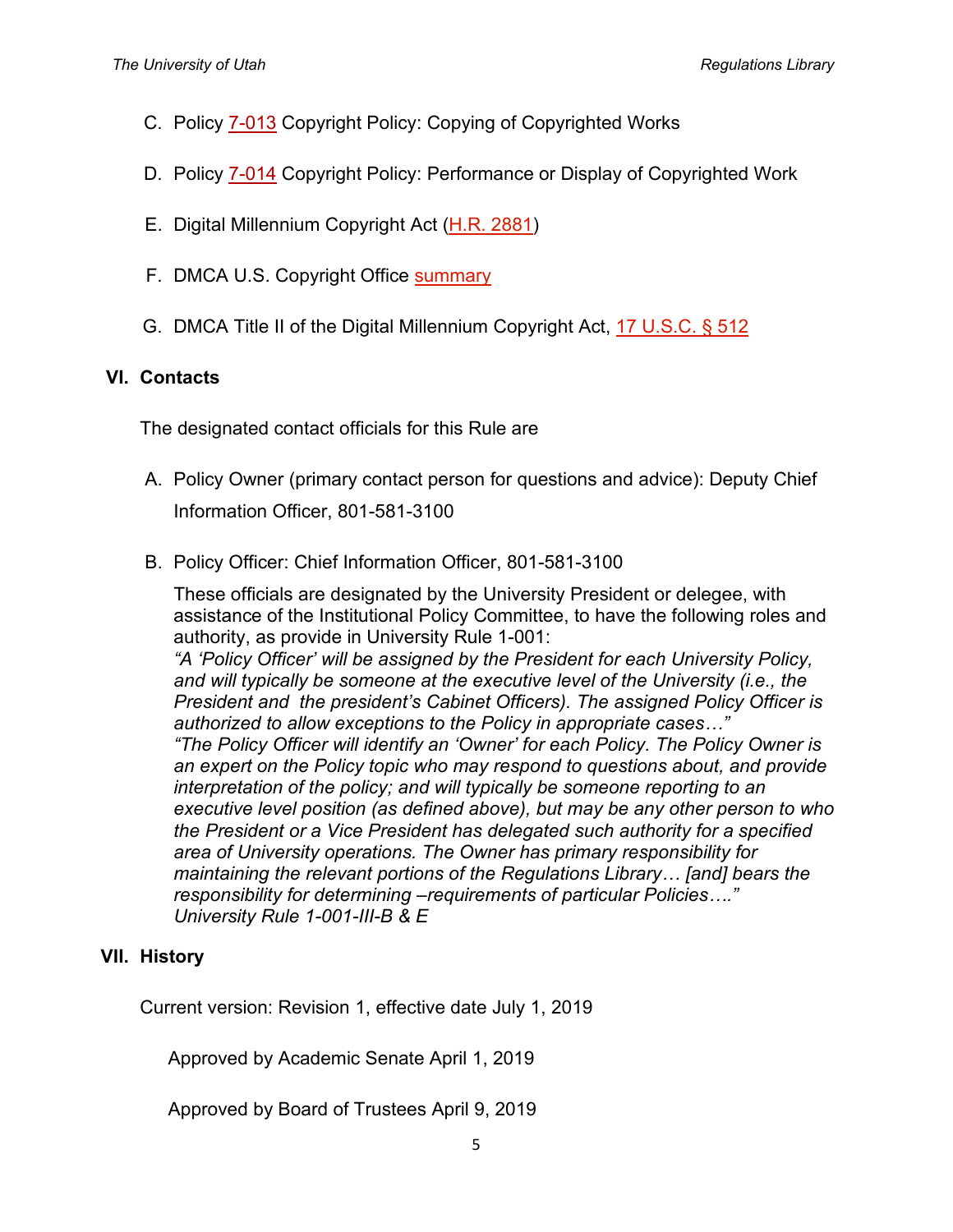C. Policy 7-013 Copyright Policy: Copying of Copyrighted Works

D. Policy 7-014 Copyright Policy: Performance or Display of Copyrighted Work

E. Digital Millennium Copyright Act (H.R. 2881)

F. DMCA U.S. Copyright Office summary

G. DMCA Title II of the Digital Millennium Copyright Act, 17 U.S.C. § 512

## VI. Contacts

The designated contact officials for this Rule are

A. Policy Owner (primary contact person for questions and advice): Deputy Chief Information Officer, 801-581-3100

B. Policy Officer: Chief Information Officer, 801-581-3100

These officials are designated by the University President or delegee, with assistance of the Institutional Policy Committee, to have the following roles and authority, as provide in University Rule 1-001:
*"A 'Policy Officer' will be assigned by the President for each University Policy, and will typically be someone at the executive level of the University (i.e., the President and the president's Cabinet Officers). The assigned Policy Officer is authorized to allow exceptions to the Policy in appropriate cases…"*
*"The Policy Officer will identify an 'Owner' for each Policy. The Policy Owner is an expert on the Policy topic who may respond to questions about, and provide interpretation of the policy; and will typically be someone reporting to an executive level position (as defined above), but may be any other person to who the President or a Vice President has delegated such authority for a specified area of University operations. The Owner has primary responsibility for maintaining the relevant portions of the Regulations Library… [and] bears the responsibility for determining –requirements of particular Policies…."*
*University Rule 1-001-III-B & E*

## VII. History

Current version: Revision 1, effective date July 1, 2019

Approved by Academic Senate April 1, 2019

Approved by Board of Trustees April 9, 2019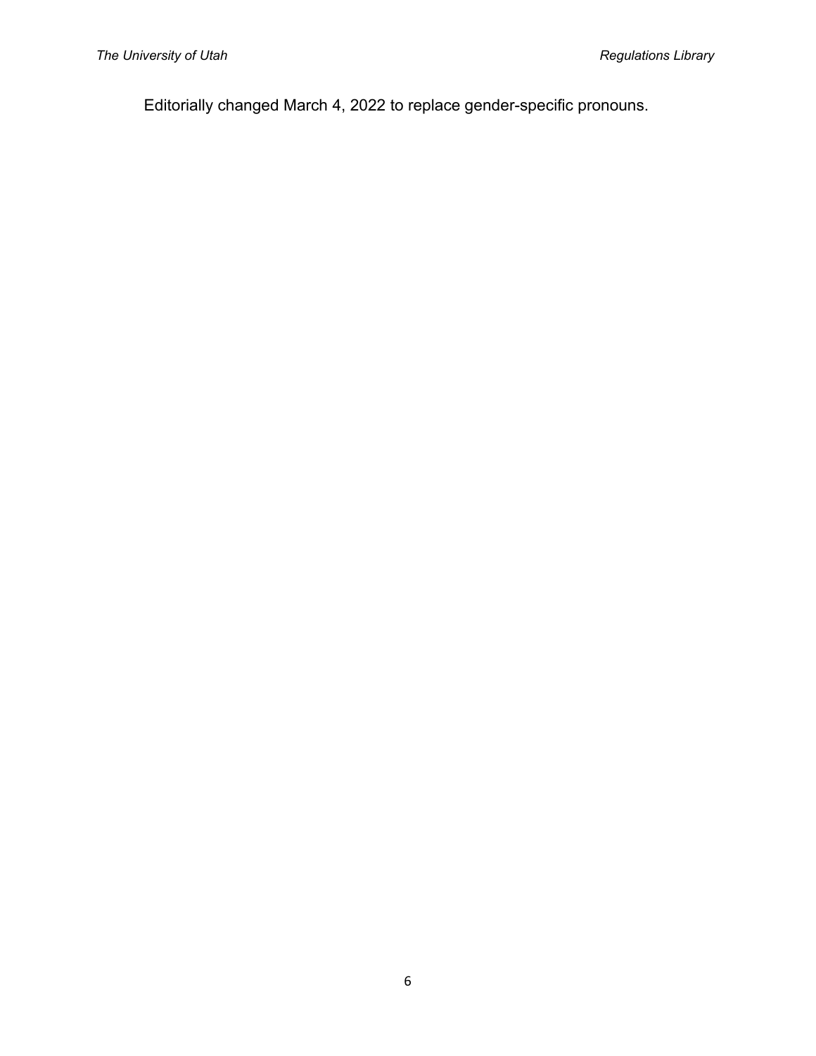Editorially changed March 4, 2022 to replace gender-specific pronouns.